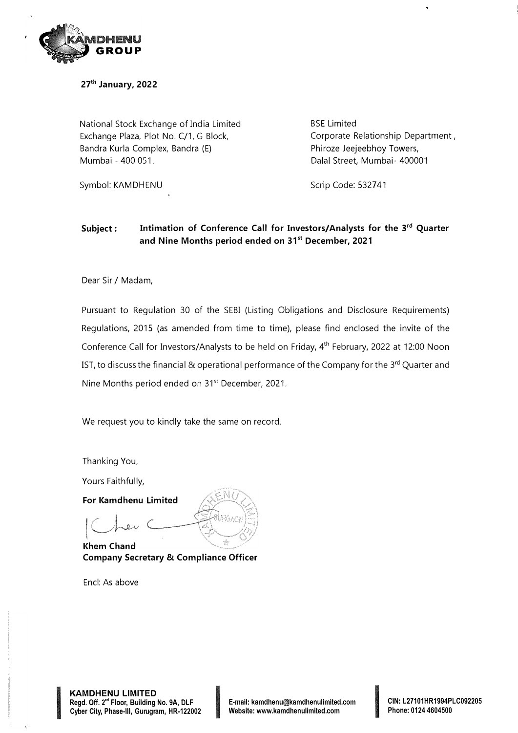27th January, 2022

National Stock Exchange of India Limited
Exchange Plaza, Plot No. C/1, G Block,
Bandra Kurla Complex, Bandra (E)
Mumbai - 400 051.

Symbol: KAMDHENU

BSE Limited
Corporate Relationship Department,
Phiroze Jeejeebhoy Towers,
Dalal Street, Mumbai- 400001

Scrip Code: 532741

**Subject : Intimation of Conference Call for Investors/Analysts for the 3rd Quarter and Nine Months period ended on 31st December, 2021**

Dear Sir / Madam,

Pursuant to Regulation 30 of the SEBI (Listing Obligations and Disclosure Requirements) Regulations, 2015 (as amended from time to time), please find enclosed the invite of the Conference Call for Investors/Analysts to be held on Friday, 4th February, 2022 at 12:00 Noon IST, to discuss the financial & operational performance of the Company for the 3rd Quarter and Nine Months period ended on 31st December, 2021.

We request you to kindly take the same on record.

Thanking You,

Yours Faithfully,

**For Kamdhenu Limited**

**Khem Chand**
**Company Secretary & Compliance Officer**

Encl: As above

**KAMDHENU LIMITED**
**Regd. Off. 2nd Floor, Building No. 9A, DLF Cyber City, Phase-III, Gurugram, HR-122002**

**E-mail: kamdhenu@kamdhenulimited.com**
**Website: www.kamdhenulimited.com**

**CIN: L27101HR1994PLC092205**
**Phone: 0124 4604500**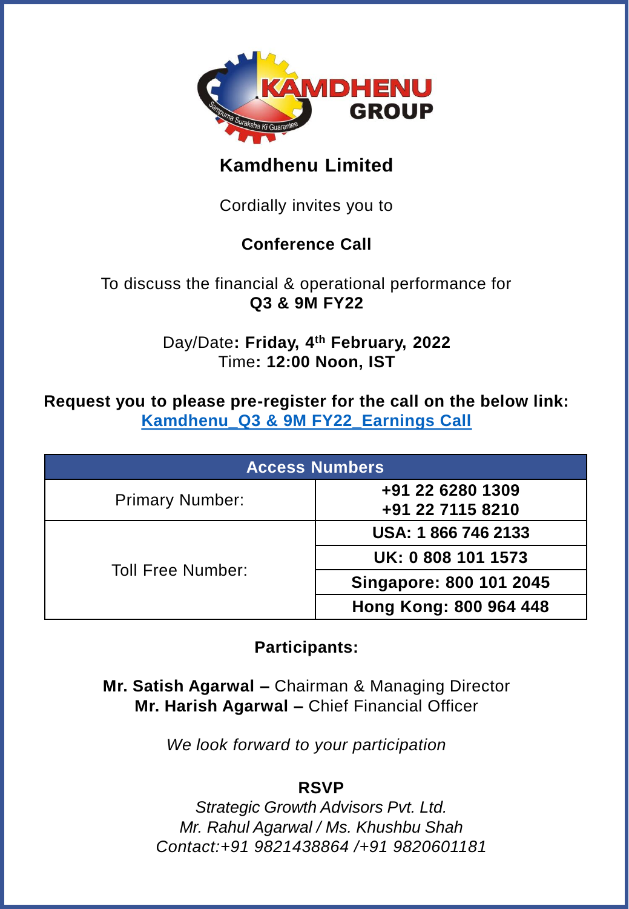KAMDHENU GROUP

Sampurna Suraksha Ki Guarantee

# Kamdhenu Limited

Cordially invites you to

**Conference Call**

To discuss the financial & operational performance for
**Q3 & 9M FY22**

Day/Date**: Friday, 4th February, 2022**
Time**: 12:00 Noon, IST**

**Request you to please pre-register for the call on the below link:**
**Kamdhenu_Q3 & 9M FY22_Earnings Call**

| Access Numbers | |
|---|---|
| Primary Number: | **+91 22 6280 1309**<br>**+91 22 7115 8210** |
| Toll Free Number: | **USA: 1 866 746 2133** |
| | **UK: 0 808 101 1573** |
| | **Singapore: 800 101 2045** |
| | **Hong Kong: 800 964 448** |

**Participants:**

**Mr. Satish Agarwal –** Chairman & Managing Director
**Mr. Harish Agarwal –** Chief Financial Officer

*We look forward to your participation*

**RSVP**
*Strategic Growth Advisors Pvt. Ltd.*
*Mr. Rahul Agarwal / Ms. Khushbu Shah*
*Contact:+91 9821438864 /+91 9820601181*